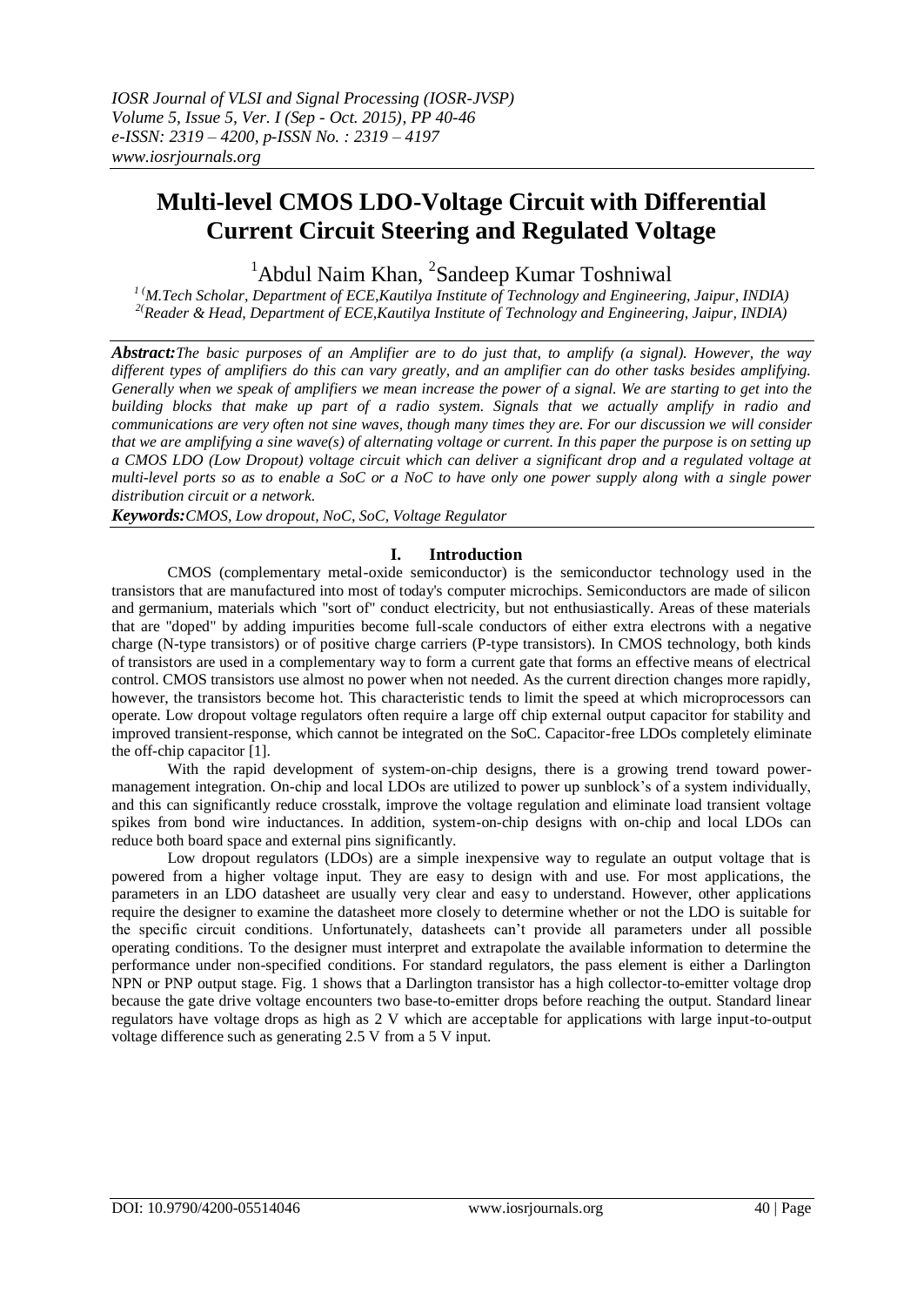# Multi-level CMOS LDO-Voltage Circuit with Differential Current Circuit Steering and Regulated Voltage

[1]Abdul Naim Khan, [2]Sandeep Kumar Toshniwal

*[1](M.Tech Scholar, Department of ECE,Kautilya Institute of Technology and Engineering, Jaipur, INDIA)*
*[2](Reader & Head, Department of ECE,Kautilya Institute of Technology and Engineering, Jaipur, INDIA)*

***Abstract:****The basic purposes of an Amplifier are to do just that, to amplify (a signal). However, the way different types of amplifiers do this can vary greatly, and an amplifier can do other tasks besides amplifying. Generally when we speak of amplifiers we mean increase the power of a signal. We are starting to get into the building blocks that make up part of a radio system. Signals that we actually amplify in radio and communications are very often not sine waves, though many times they are. For our discussion we will consider that we are amplifying a sine wave(s) of alternating voltage or current. In this paper the purpose is on setting up a CMOS LDO (Low Dropout) voltage circuit which can deliver a significant drop and a regulated voltage at multi-level ports so as to enable a SoC or a NoC to have only one power supply along with a single power distribution circuit or a network.*

***Keywords:****CMOS, Low dropout, NoC, SoC, Voltage Regulator*

## I. Introduction

CMOS (complementary metal-oxide semiconductor) is the semiconductor technology used in the transistors that are manufactured into most of today's computer microchips. Semiconductors are made of silicon and germanium, materials which "sort of" conduct electricity, but not enthusiastically. Areas of these materials that are "doped" by adding impurities become full-scale conductors of either extra electrons with a negative charge (N-type transistors) or of positive charge carriers (P-type transistors). In CMOS technology, both kinds of transistors are used in a complementary way to form a current gate that forms an effective means of electrical control. CMOS transistors use almost no power when not needed. As the current direction changes more rapidly, however, the transistors become hot. This characteristic tends to limit the speed at which microprocessors can operate. Low dropout voltage regulators often require a large off chip external output capacitor for stability and improved transient-response, which cannot be integrated on the SoC. Capacitor-free LDOs completely eliminate the off-chip capacitor [1].

With the rapid development of system-on-chip designs, there is a growing trend toward power-management integration. On-chip and local LDOs are utilized to power up sunblock's of a system individually, and this can significantly reduce crosstalk, improve the voltage regulation and eliminate load transient voltage spikes from bond wire inductances. In addition, system-on-chip designs with on-chip and local LDOs can reduce both board space and external pins significantly.

Low dropout regulators (LDOs) are a simple inexpensive way to regulate an output voltage that is powered from a higher voltage input. They are easy to design with and use. For most applications, the parameters in an LDO datasheet are usually very clear and easy to understand. However, other applications require the designer to examine the datasheet more closely to determine whether or not the LDO is suitable for the specific circuit conditions. Unfortunately, datasheets can't provide all parameters under all possible operating conditions. To the designer must interpret and extrapolate the available information to determine the performance under non-specified conditions. For standard regulators, the pass element is either a Darlington NPN or PNP output stage. Fig. 1 shows that a Darlington transistor has a high collector-to-emitter voltage drop because the gate drive voltage encounters two base-to-emitter drops before reaching the output. Standard linear regulators have voltage drops as high as 2 V which are acceptable for applications with large input-to-output voltage difference such as generating 2.5 V from a 5 V input.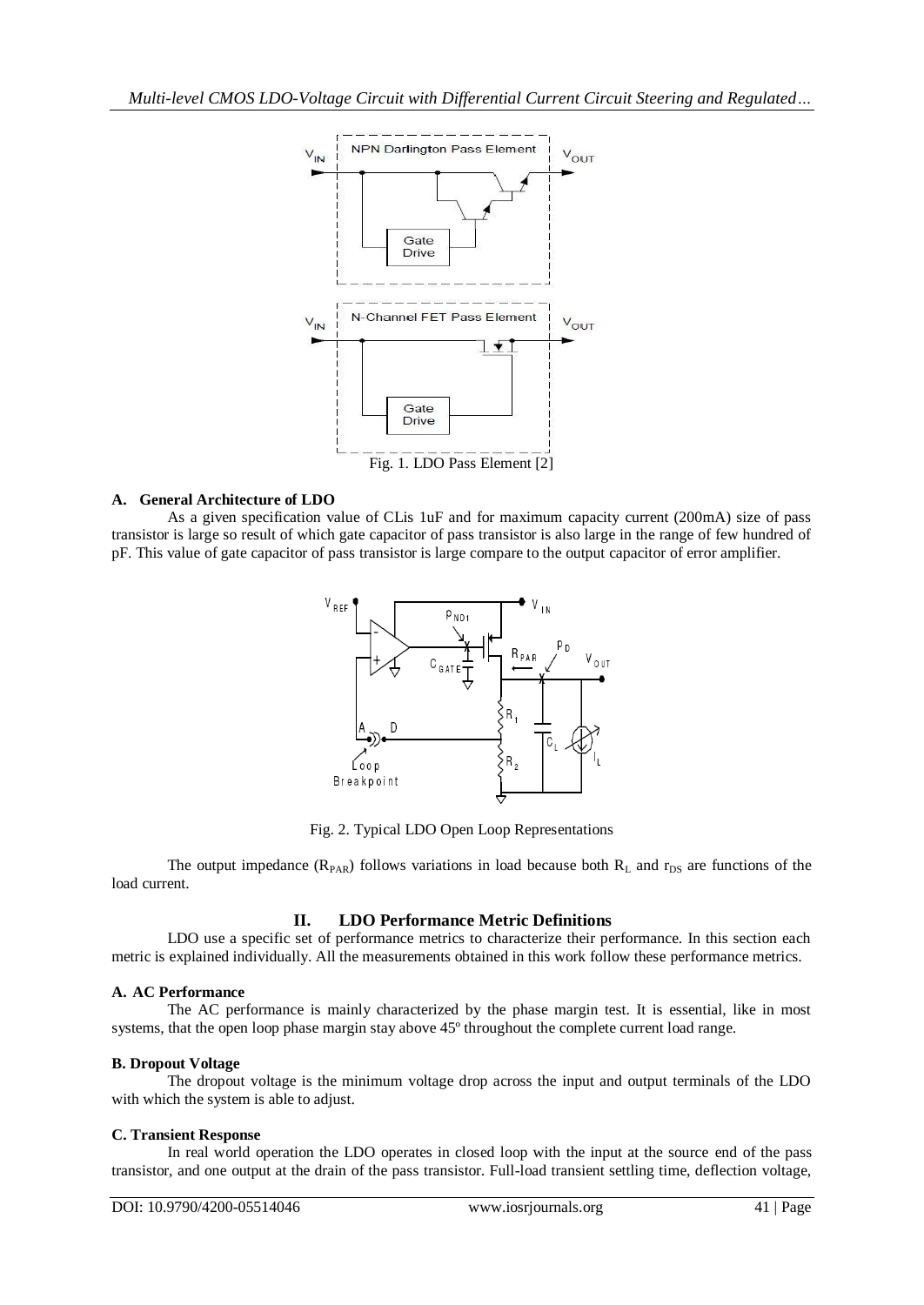Fig. 1. LDO Pass Element [2]

### A. General Architecture of LDO

As a given specification value of CLis 1uF and for maximum capacity current (200mA) size of pass transistor is large so result of which gate capacitor of pass transistor is also large in the range of few hundred of pF. This value of gate capacitor of pass transistor is large compare to the output capacitor of error amplifier.

Fig. 2. Typical LDO Open Loop Representations

The output impedance ($R_{PAR}$) follows variations in load because both $R_L$ and $r_{DS}$ are functions of the load current.

## II. LDO Performance Metric Definitions

LDO use a specific set of performance metrics to characterize their performance. In this section each metric is explained individually. All the measurements obtained in this work follow these performance metrics.

### A. AC Performance

The AC performance is mainly characterized by the phase margin test. It is essential, like in most systems, that the open loop phase margin stay above 45º throughout the complete current load range.

### B. Dropout Voltage

The dropout voltage is the minimum voltage drop across the input and output terminals of the LDO with which the system is able to adjust.

### C. Transient Response

In real world operation the LDO operates in closed loop with the input at the source end of the pass transistor, and one output at the drain of the pass transistor. Full-load transient settling time, deflection voltage,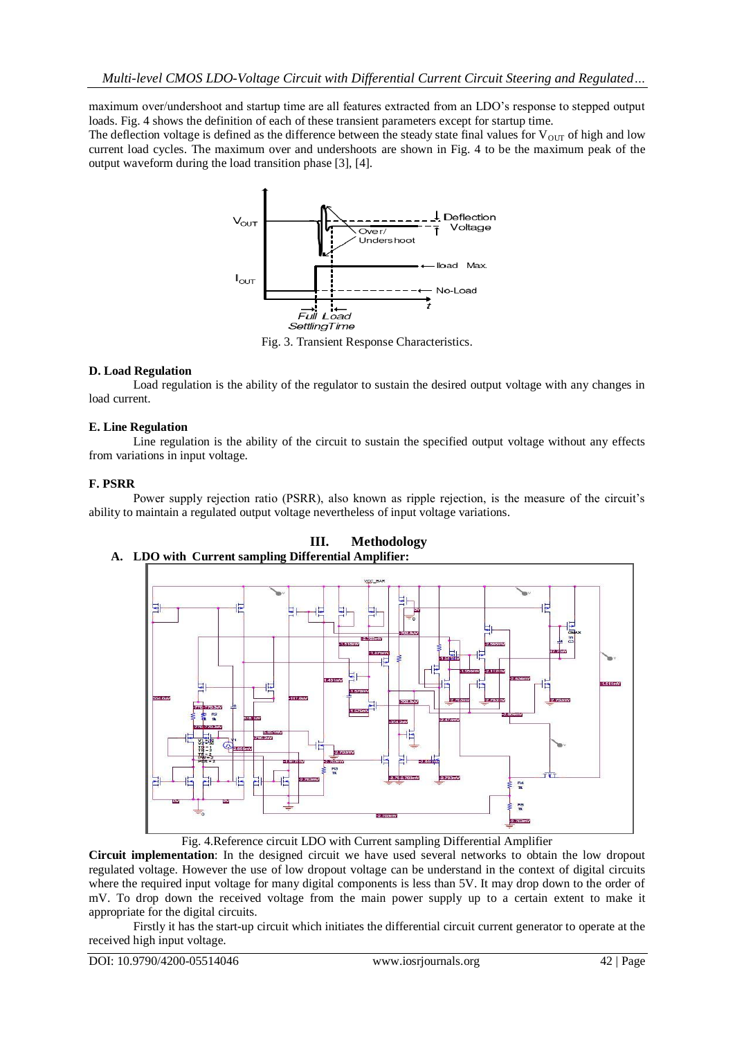maximum over/undershoot and startup time are all features extracted from an LDO's response to stepped output loads. Fig. 4 shows the definition of each of these transient parameters except for startup time.

The deflection voltage is defined as the difference between the steady state final values for $V_{OUT}$ of high and low current load cycles. The maximum over and undershoots are shown in Fig. 4 to be the maximum peak of the output waveform during the load transition phase [3], [4].

Fig. 3. Transient Response Characteristics.

**D. Load Regulation**

Load regulation is the ability of the regulator to sustain the desired output voltage with any changes in load current.

**E. Line Regulation**

Line regulation is the ability of the circuit to sustain the specified output voltage without any effects from variations in input voltage.

**F. PSRR**

Power supply rejection ratio (PSRR), also known as ripple rejection, is the measure of the circuit's ability to maintain a regulated output voltage nevertheless of input voltage variations.

## III. Methodology

### A. LDO with Current sampling Differential Amplifier:

Fig. 4.Reference circuit LDO with Current sampling Differential Amplifier

**Circuit implementation**: In the designed circuit we have used several networks to obtain the low dropout regulated voltage. However the use of low dropout voltage can be understand in the context of digital circuits where the required input voltage for many digital components is less than 5V. It may drop down to the order of mV. To drop down the received voltage from the main power supply up to a certain extent to make it appropriate for the digital circuits.

Firstly it has the start-up circuit which initiates the differential circuit current generator to operate at the received high input voltage.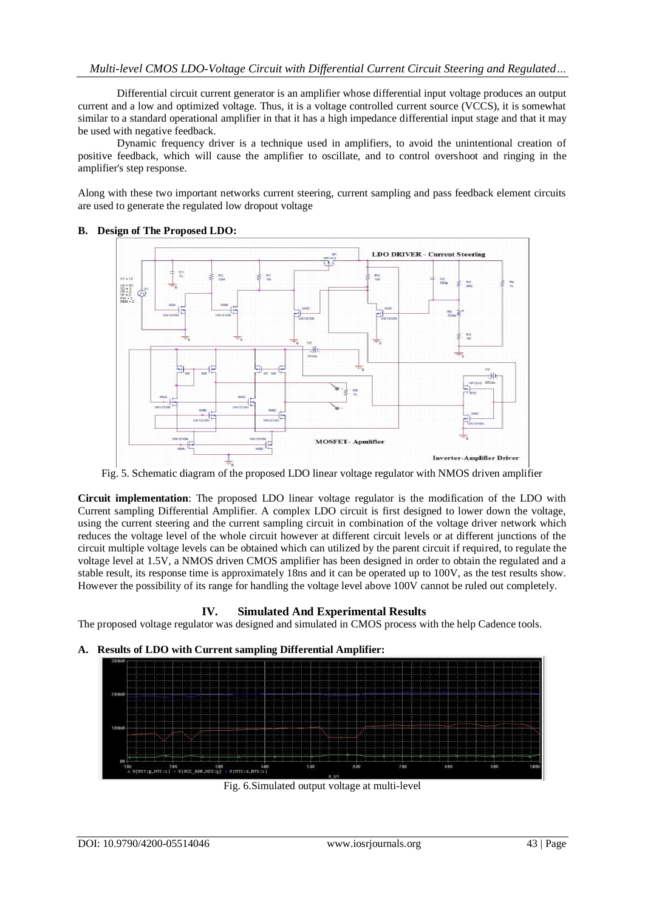Differential circuit current generator is an amplifier whose differential input voltage produces an output current and a low and optimized voltage. Thus, it is a voltage controlled current source (VCCS), it is somewhat similar to a standard operational amplifier in that it has a high impedance differential input stage and that it may be used with negative feedback.

Dynamic frequency driver is a technique used in amplifiers, to avoid the unintentional creation of positive feedback, which will cause the amplifier to oscillate, and to control overshoot and ringing in the amplifier's step response.

Along with these two important networks current steering, current sampling and pass feedback element circuits are used to generate the regulated low dropout voltage

### B. Design of The Proposed LDO:

Fig. 5. Schematic diagram of the proposed LDO linear voltage regulator with NMOS driven amplifier

**Circuit implementation**: The proposed LDO linear voltage regulator is the modification of the LDO with Current sampling Differential Amplifier. A complex LDO circuit is first designed to lower down the voltage, using the current steering and the current sampling circuit in combination of the voltage driver network which reduces the voltage level of the whole circuit however at different circuit levels or at different junctions of the circuit multiple voltage levels can be obtained which can utilized by the parent circuit if required, to regulate the voltage level at 1.5V, a NMOS driven CMOS amplifier has been designed in order to obtain the regulated and a stable result, its response time is approximately 18ns and it can be operated up to 100V, as the test results show. However the possibility of its range for handling the voltage level above 100V cannot be ruled out completely.

## IV. Simulated And Experimental Results

The proposed voltage regulator was designed and simulated in CMOS process with the help Cadence tools.

### A. Results of LDO with Current sampling Differential Amplifier:

Fig. 6.Simulated output voltage at multi-level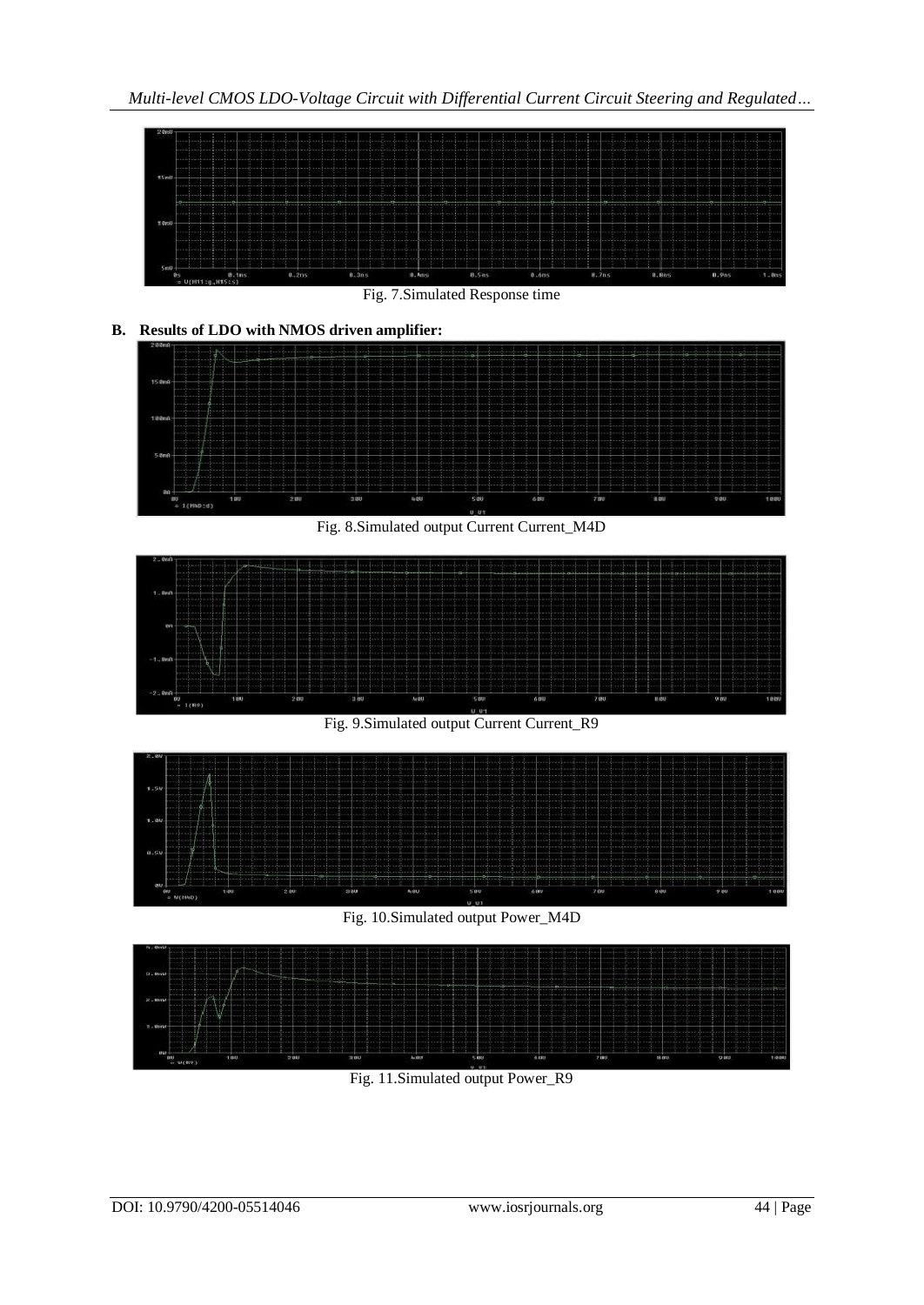Fig. 7.Simulated Response time

## B. Results of LDO with NMOS driven amplifier:

Fig. 8.Simulated output Current Current_M4D

Fig. 9.Simulated output Current Current_R9

Fig. 10.Simulated output Power_M4D

Fig. 11.Simulated output Power_R9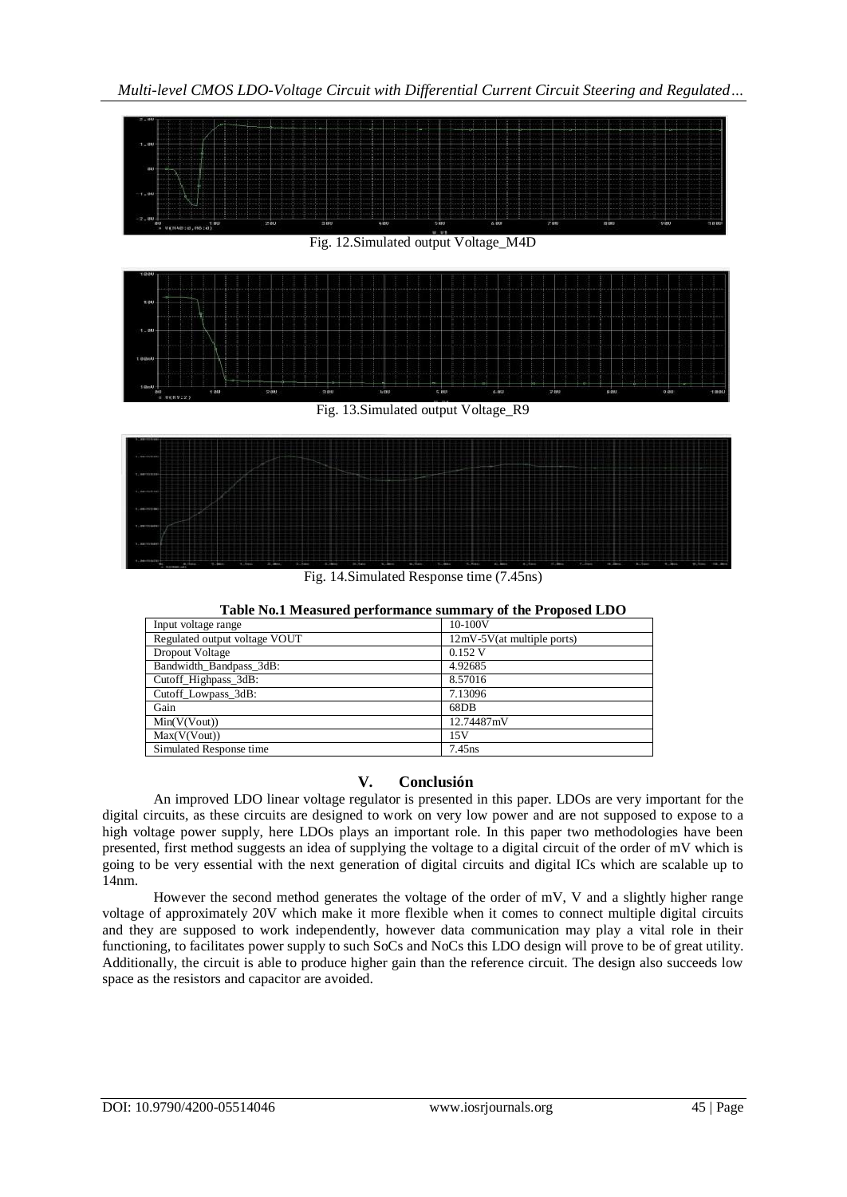Fig. 12.Simulated output Voltage_M4D

Fig. 13.Simulated output Voltage_R9

Fig. 14.Simulated Response time (7.45ns)

**Table No.1 Measured performance summary of the Proposed LDO**

| | |
|---|---|
| Input voltage range | 10-100V |
| Regulated output voltage VOUT | 12mV-5V(at multiple ports) |
| Dropout Voltage | 0.152 V |
| Bandwidth_Bandpass_3dB: | 4.92685 |
| Cutoff_Highpass_3dB: | 8.57016 |
| Cutoff_Lowpass_3dB: | 7.13096 |
| Gain | 68DB |
| Min(V(Vout)) | 12.74487mV |
| Max(V(Vout)) | 15V |
| Simulated Response time | 7.45ns |

## V. Conclusión

An improved LDO linear voltage regulator is presented in this paper. LDOs are very important for the digital circuits, as these circuits are designed to work on very low power and are not supposed to expose to a high voltage power supply, here LDOs plays an important role. In this paper two methodologies have been presented, first method suggests an idea of supplying the voltage to a digital circuit of the order of mV which is going to be very essential with the next generation of digital circuits and digital ICs which are scalable up to 14nm.

However the second method generates the voltage of the order of mV, V and a slightly higher range voltage of approximately 20V which make it more flexible when it comes to connect multiple digital circuits and they are supposed to work independently, however data communication may play a vital role in their functioning, to facilitates power supply to such SoCs and NoCs this LDO design will prove to be of great utility. Additionally, the circuit is able to produce higher gain than the reference circuit. The design also succeeds low space as the resistors and capacitor are avoided.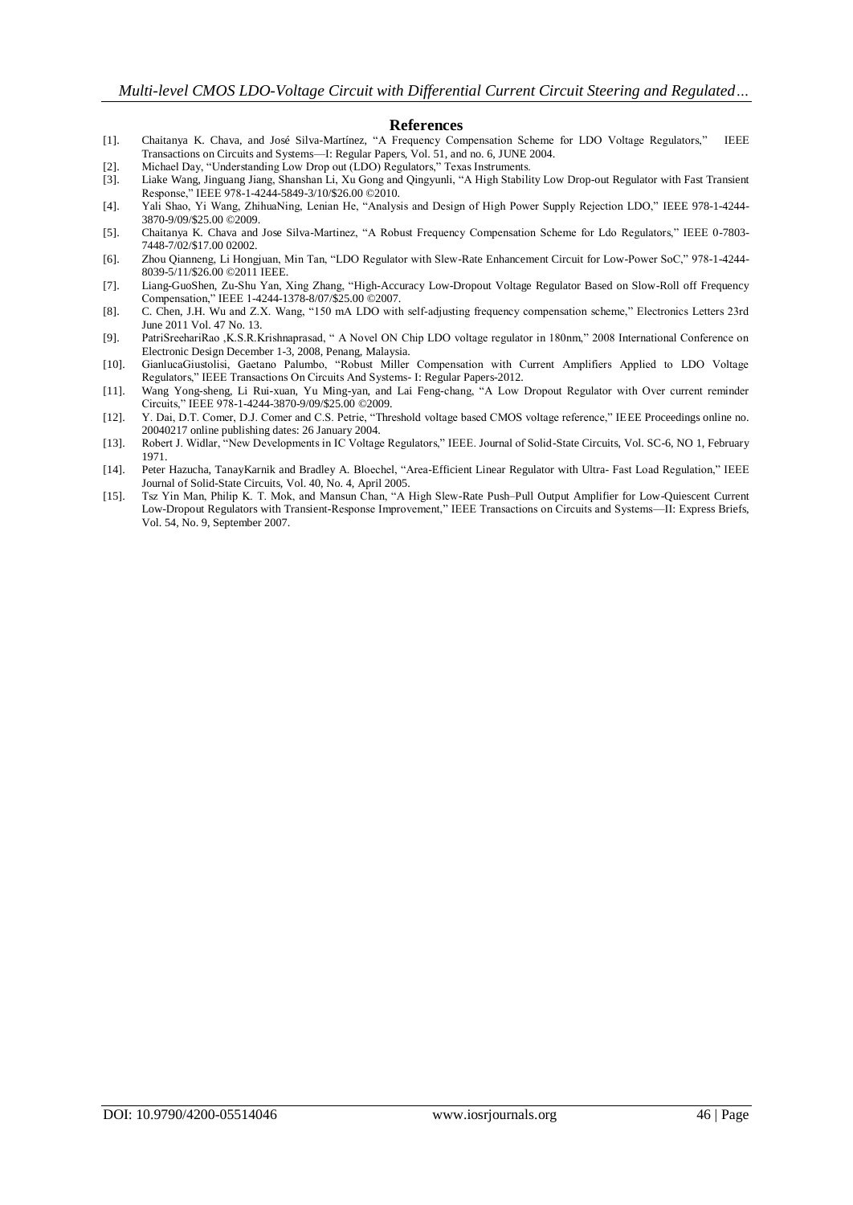## References

[1]. Chaitanya K. Chava, and José Silva-Martínez, "A Frequency Compensation Scheme for LDO Voltage Regulators," IEEE Transactions on Circuits and Systems—I: Regular Papers, Vol. 51, and no. 6, JUNE 2004.

[2]. Michael Day, "Understanding Low Drop out (LDO) Regulators," Texas Instruments.

[3]. Liake Wang, Jinguang Jiang, Shanshan Li, Xu Gong and Qingyunli, "A High Stability Low Drop-out Regulator with Fast Transient Response," IEEE 978-1-4244-5849-3/10/$26.00 ©2010.

[4]. Yali Shao, Yi Wang, ZhihuaNing, Lenian He, "Analysis and Design of High Power Supply Rejection LDO," IEEE 978-1-4244-3870-9/09/$25.00 ©2009.

[5]. Chaitanya K. Chava and Jose Silva-Martinez, "A Robust Frequency Compensation Scheme for Ldo Regulators," IEEE 0-7803-7448-7/02/$17.00 02002.

[6]. Zhou Qianneng, Li Hongjuan, Min Tan, "LDO Regulator with Slew-Rate Enhancement Circuit for Low-Power SoC," 978-1-4244-8039-5/11/$26.00 ©2011 IEEE.

[7]. Liang-GuoShen, Zu-Shu Yan, Xing Zhang, "High-Accuracy Low-Dropout Voltage Regulator Based on Slow-Roll off Frequency Compensation," IEEE 1-4244-1378-8/07/$25.00 ©2007.

[8]. C. Chen, J.H. Wu and Z.X. Wang, "150 mA LDO with self-adjusting frequency compensation scheme," Electronics Letters 23rd June 2011 Vol. 47 No. 13.

[9]. PatriSreehariRao ,K.S.R.Krishnaprasad, " A Novel ON Chip LDO voltage regulator in 180nm," 2008 International Conference on Electronic Design December 1-3, 2008, Penang, Malaysia.

[10]. GianlucaGiustolisi, Gaetano Palumbo, "Robust Miller Compensation with Current Amplifiers Applied to LDO Voltage Regulators," IEEE Transactions On Circuits And Systems- I: Regular Papers-2012.

[11]. Wang Yong-sheng, Li Rui-xuan, Yu Ming-yan, and Lai Feng-chang, "A Low Dropout Regulator with Over current reminder Circuits," IEEE 978-1-4244-3870-9/09/$25.00 ©2009.

[12]. Y. Dai, D.T. Comer, D.J. Comer and C.S. Petrie, "Threshold voltage based CMOS voltage reference," IEEE Proceedings online no. 20040217 online publishing dates: 26 January 2004.

[13]. Robert J. Widlar, "New Developments in IC Voltage Regulators," IEEE. Journal of Solid-State Circuits, Vol. SC-6, NO 1, February 1971.

[14]. Peter Hazucha, TanayKarnik and Bradley A. Bloechel, "Area-Efficient Linear Regulator with Ultra- Fast Load Regulation," IEEE Journal of Solid-State Circuits, Vol. 40, No. 4, April 2005.

[15]. Tsz Yin Man, Philip K. T. Mok, and Mansun Chan, "A High Slew-Rate Push–Pull Output Amplifier for Low-Quiescent Current Low-Dropout Regulators with Transient-Response Improvement," IEEE Transactions on Circuits and Systems—II: Express Briefs, Vol. 54, No. 9, September 2007.